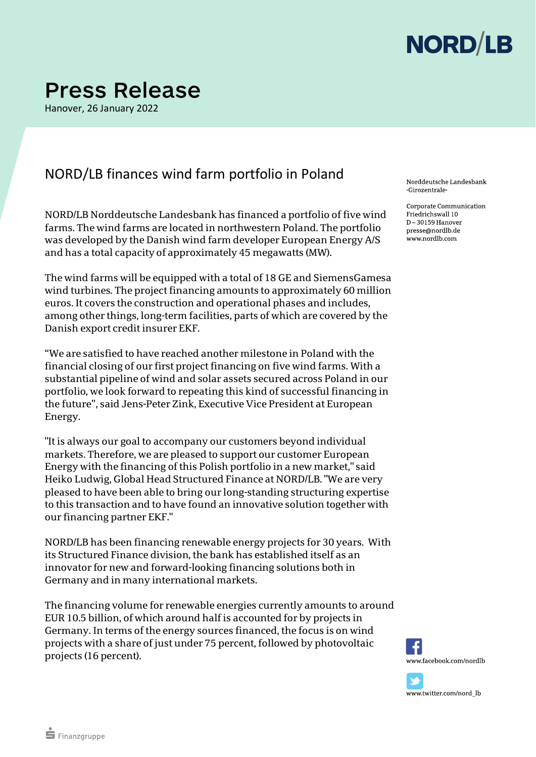# Press Release

Hanover, 26 January 2022

## NORD/LB finances wind farm portfolio in Poland

Norddeutsche Landesbank
-Girozentrale-

Corporate Communication
Friedrichswall 10
D – 30159 Hanover
presse@nordlb.de
www.nordlb.com

NORD/LB Norddeutsche Landesbank has financed a portfolio of five wind farms. The wind farms are located in northwestern Poland. The portfolio was developed by the Danish wind farm developer European Energy A/S and has a total capacity of approximately 45 megawatts (MW).

The wind farms will be equipped with a total of 18 GE and SiemensGamesa wind turbines. The project financing amounts to approximately 60 million euros. It covers the construction and operational phases and includes, among other things, long-term facilities, parts of which are covered by the Danish export credit insurer EKF.

"We are satisfied to have reached another milestone in Poland with the financial closing of our first project financing on five wind farms. With a substantial pipeline of wind and solar assets secured across Poland in our portfolio, we look forward to repeating this kind of successful financing in the future", said Jens-Peter Zink, Executive Vice President at European Energy.

"It is always our goal to accompany our customers beyond individual markets. Therefore, we are pleased to support our customer European Energy with the financing of this Polish portfolio in a new market," said Heiko Ludwig, Global Head Structured Finance at NORD/LB. "We are very pleased to have been able to bring our long-standing structuring expertise to this transaction and to have found an innovative solution together with our financing partner EKF."

NORD/LB has been financing renewable energy projects for 30 years. With its Structured Finance division, the bank has established itself as an innovator for new and forward-looking financing solutions both in Germany and in many international markets.

The financing volume for renewable energies currently amounts to around EUR 10.5 billion, of which around half is accounted for by projects in Germany. In terms of the energy sources financed, the focus is on wind projects with a share of just under 75 percent, followed by photovoltaic projects (16 percent).

www.facebook.com/nordlb

www.twitter.com/nord_lb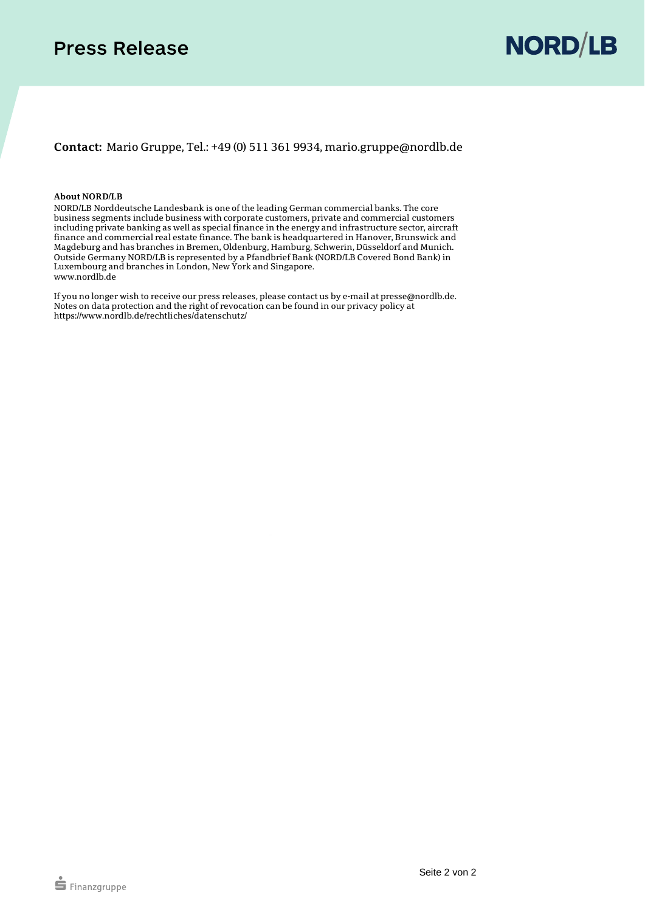**Contact:** Mario Gruppe, Tel.: +49 (0) 511 361 9934, mario.gruppe@nordlb.de

**About NORD/LB**

NORD/LB Norddeutsche Landesbank is one of the leading German commercial banks. The core business segments include business with corporate customers, private and commercial customers including private banking as well as special finance in the energy and infrastructure sector, aircraft finance and commercial real estate finance. The bank is headquartered in Hanover, Brunswick and Magdeburg and has branches in Bremen, Oldenburg, Hamburg, Schwerin, Düsseldorf and Munich. Outside Germany NORD/LB is represented by a Pfandbrief Bank (NORD/LB Covered Bond Bank) in Luxembourg and branches in London, New York and Singapore.
www.nordlb.de

If you no longer wish to receive our press releases, please contact us by e-mail at presse@nordlb.de. Notes on data protection and the right of revocation can be found in our privacy policy at https://www.nordlb.de/rechtliches/datenschutz/